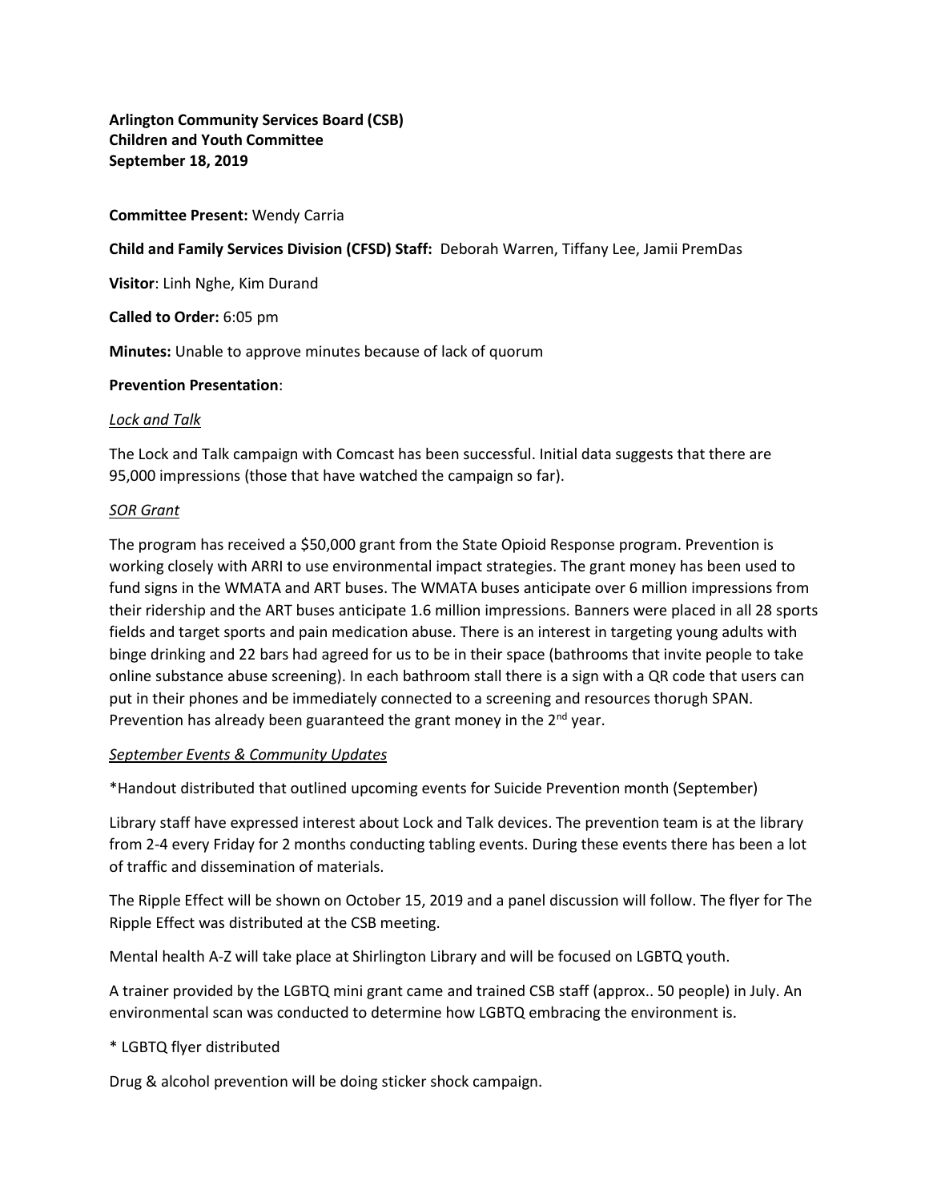**Arlington Community Services Board (CSB)**
**Children and Youth Committee**
**September 18, 2019**

**Committee Present:** Wendy Carria

**Child and Family Services Division (CFSD) Staff:** Deborah Warren, Tiffany Lee, Jamii PremDas

**Visitor**: Linh Nghe, Kim Durand

**Called to Order:** 6:05 pm

**Minutes:** Unable to approve minutes because of lack of quorum

**Prevention Presentation**:

*Lock and Talk*

The Lock and Talk campaign with Comcast has been successful. Initial data suggests that there are 95,000 impressions (those that have watched the campaign so far).

*SOR Grant*

The program has received a $50,000 grant from the State Opioid Response program. Prevention is working closely with ARRI to use environmental impact strategies. The grant money has been used to fund signs in the WMATA and ART buses. The WMATA buses anticipate over 6 million impressions from their ridership and the ART buses anticipate 1.6 million impressions. Banners were placed in all 28 sports fields and target sports and pain medication abuse. There is an interest in targeting young adults with binge drinking and 22 bars had agreed for us to be in their space (bathrooms that invite people to take online substance abuse screening). In each bathroom stall there is a sign with a QR code that users can put in their phones and be immediately connected to a screening and resources thorugh SPAN. Prevention has already been guaranteed the grant money in the 2nd year.

*September Events & Community Updates*

*Handout distributed that outlined upcoming events for Suicide Prevention month (September)

Library staff have expressed interest about Lock and Talk devices. The prevention team is at the library from 2-4 every Friday for 2 months conducting tabling events. During these events there has been a lot of traffic and dissemination of materials.

The Ripple Effect will be shown on October 15, 2019 and a panel discussion will follow. The flyer for The Ripple Effect was distributed at the CSB meeting.

Mental health A-Z will take place at Shirlington Library and will be focused on LGBTQ youth.

A trainer provided by the LGBTQ mini grant came and trained CSB staff (approx.. 50 people) in July. An environmental scan was conducted to determine how LGBTQ embracing the environment is.

* LGBTQ flyer distributed

Drug & alcohol prevention will be doing sticker shock campaign.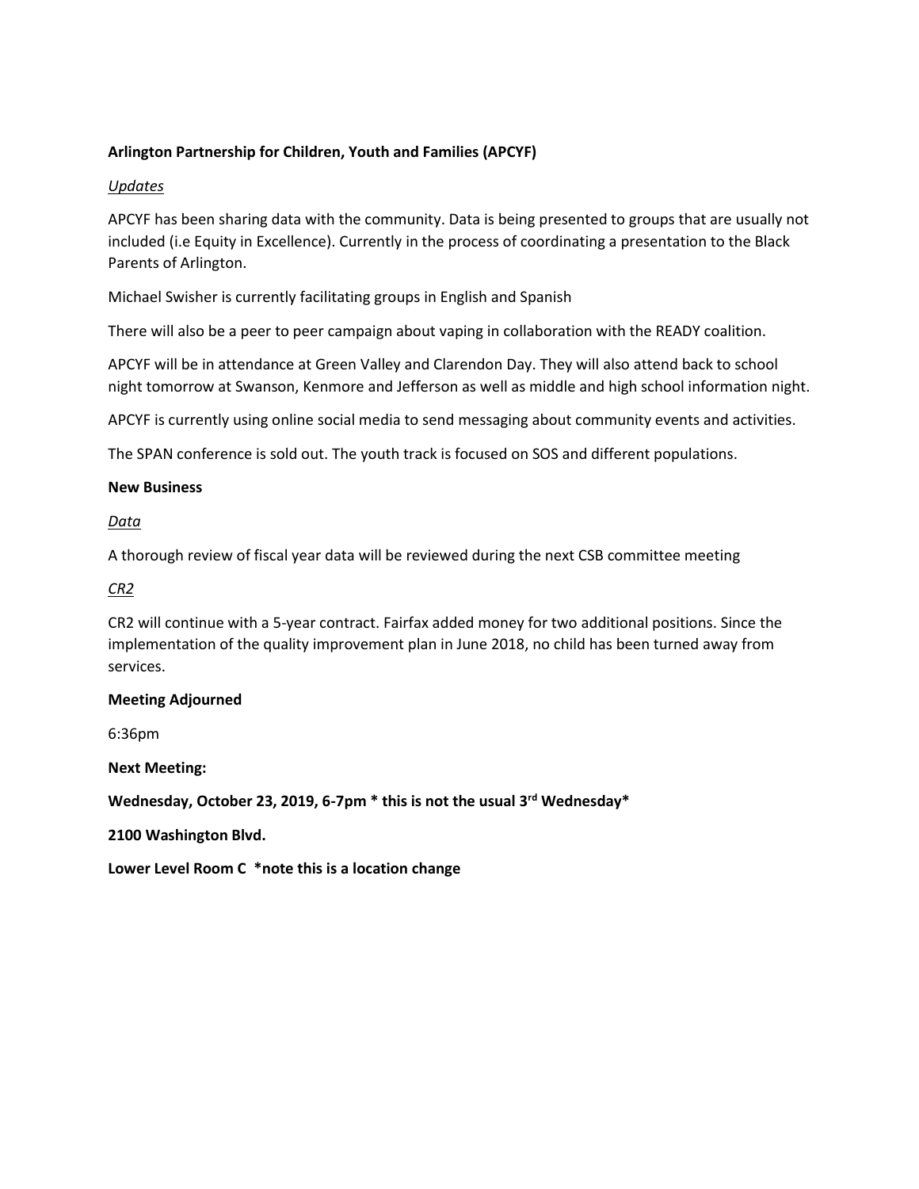**Arlington Partnership for Children, Youth and Families (APCYF)**

*Updates*

APCYF has been sharing data with the community. Data is being presented to groups that are usually not included (i.e Equity in Excellence). Currently in the process of coordinating a presentation to the Black Parents of Arlington.

Michael Swisher is currently facilitating groups in English and Spanish

There will also be a peer to peer campaign about vaping in collaboration with the READY coalition.

APCYF will be in attendance at Green Valley and Clarendon Day. They will also attend back to school night tomorrow at Swanson, Kenmore and Jefferson as well as middle and high school information night.

APCYF is currently using online social media to send messaging about community events and activities.

The SPAN conference is sold out. The youth track is focused on SOS and different populations.

**New Business**

*Data*

A thorough review of fiscal year data will be reviewed during the next CSB committee meeting

*CR2*

CR2 will continue with a 5-year contract. Fairfax added money for two additional positions. Since the implementation of the quality improvement plan in June 2018, no child has been turned away from services.

**Meeting Adjourned**

6:36pm

**Next Meeting:**

**Wednesday, October 23, 2019, 6-7pm * this is not the usual 3rd Wednesday***

**2100 Washington Blvd.**

**Lower Level Room C *note this is a location change**